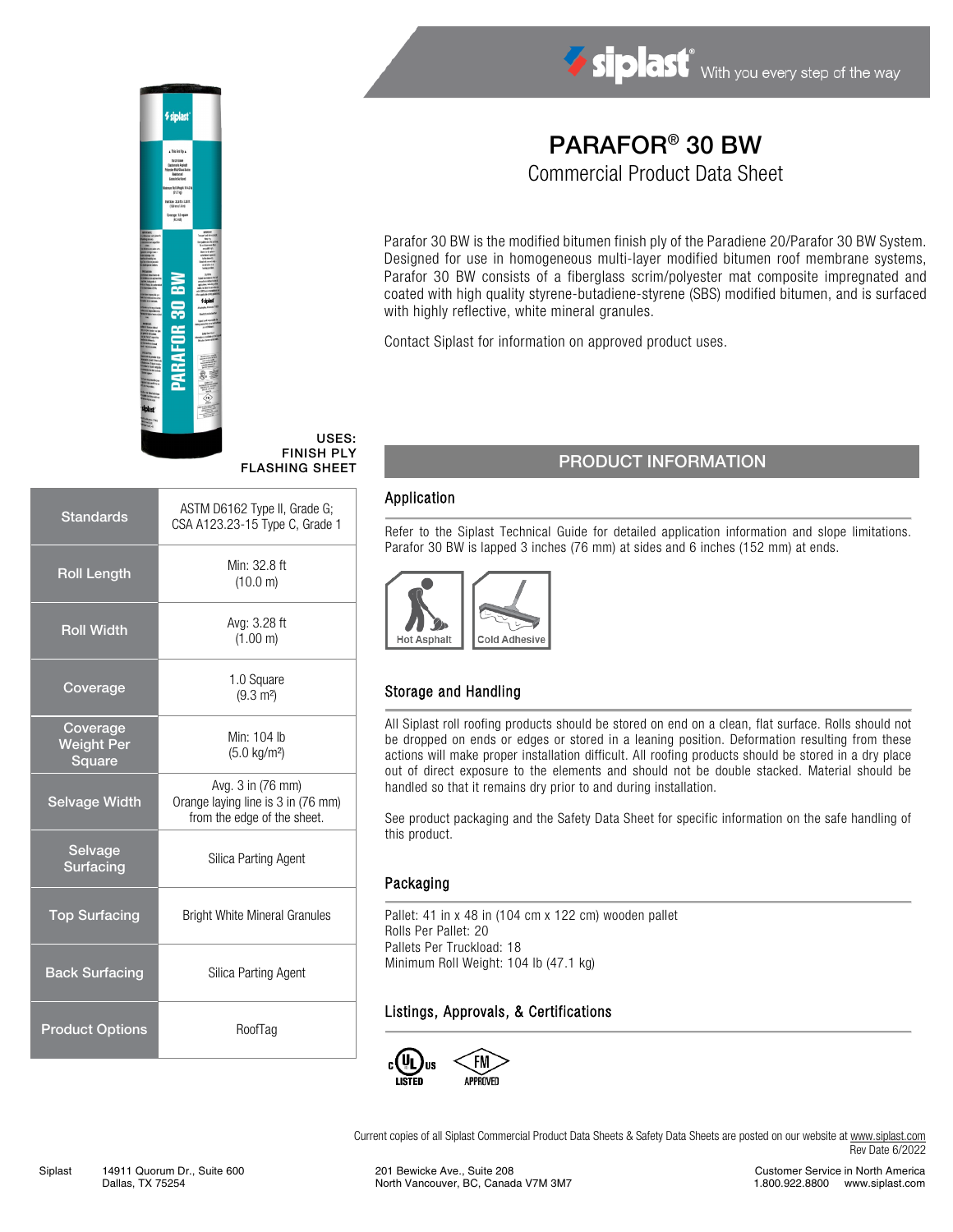# PARAFOR® 30 BW

## Commercial Product Data Sheet

Parafor 30 BW is the modified bitumen finish ply of the Paradiene 20/Parafor 30 BW System. Designed for use in homogeneous multi-layer modified bitumen roof membrane systems, Parafor 30 BW consists of a fiberglass scrim/polyester mat composite impregnated and coated with high quality styrene-butadiene-styrene (SBS) modified bitumen, and is surfaced with highly reflective, white mineral granules.

Contact Siplast for information on approved product uses.

**USES:**
**FINISH PLY**
**FLASHING SHEET**

| | |
|---|---|
| **Standards** | ASTM D6162 Type II, Grade G; CSA A123.23-15 Type C, Grade 1 |
| **Roll Length** | Min: 32.8 ft (10.0 m) |
| **Roll Width** | Avg: 3.28 ft (1.00 m) |
| **Coverage** | 1.0 Square (9.3 m²) |
| **Coverage Weight Per Square** | Min: 104 lb (5.0 kg/m²) |
| **Selvage Width** | Avg. 3 in (76 mm) Orange laying line is 3 in (76 mm) from the edge of the sheet. |
| **Selvage Surfacing** | Silica Parting Agent |
| **Top Surfacing** | Bright White Mineral Granules |
| **Back Surfacing** | Silica Parting Agent |
| **Product Options** | RoofTag |

## PRODUCT INFORMATION

### Application

Refer to the Siplast Technical Guide for detailed application information and slope limitations. Parafor 30 BW is lapped 3 inches (76 mm) at sides and 6 inches (152 mm) at ends.

Hot Asphalt | Cold Adhesive

### Storage and Handling

All Siplast roll roofing products should be stored on end on a clean, flat surface. Rolls should not be dropped on ends or edges or stored in a leaning position. Deformation resulting from these actions will make proper installation difficult. All roofing products should be stored in a dry place out of direct exposure to the elements and should not be double stacked. Material should be handled so that it remains dry prior to and during installation.

See product packaging and the Safety Data Sheet for specific information on the safe handling of this product.

### Packaging

Pallet: 41 in x 48 in (104 cm x 122 cm) wooden pallet
Rolls Per Pallet: 20
Pallets Per Truckload: 18
Minimum Roll Weight: 104 lb (47.1 kg)

### Listings, Approvals, & Certifications

c UL us LISTED — FM APPROVED

Current copies of all Siplast Commercial Product Data Sheets & Safety Data Sheets are posted on our website at www.siplast.com
Rev Date 6/2022

Siplast 14911 Quorum Dr., Suite 600, Dallas, TX 75254 | 201 Bewicke Ave., Suite 208, North Vancouver, BC, Canada V7M 3M7 | Customer Service in North America 1.800.922.8800 www.siplast.com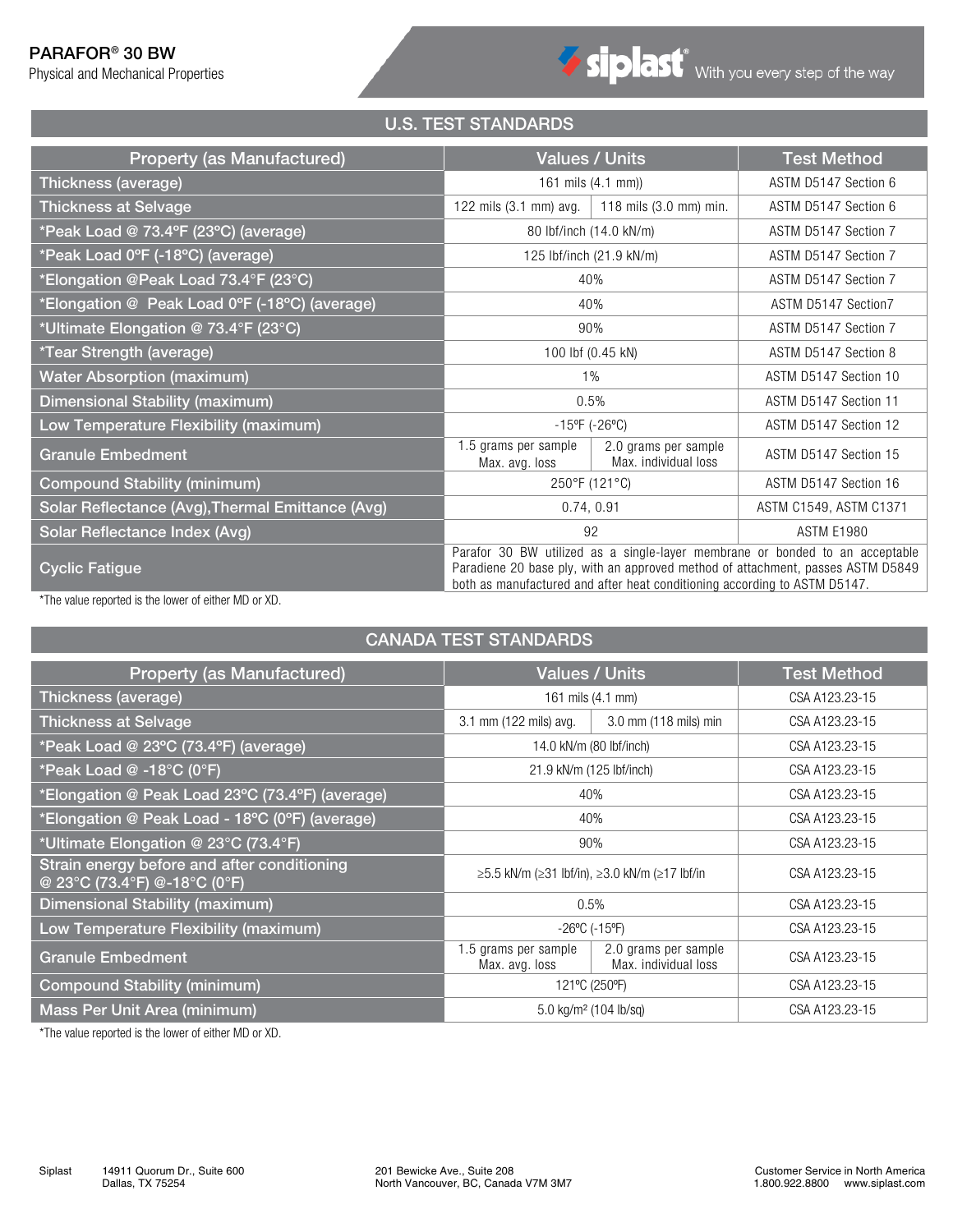# PARAFOR® 30 BW

Physical and Mechanical Properties

## U.S. TEST STANDARDS

| Property (as Manufactured) | Values / Units | | Test Method |
|---|---|---|---|
| Thickness (average) | 161 mils (4.1 mm)) | | ASTM D5147 Section 6 |
| Thickness at Selvage | 122 mils (3.1 mm) avg. | 118 mils (3.0 mm) min. | ASTM D5147 Section 6 |
| *Peak Load @ 73.4ºF (23ºC) (average) | 80 lbf/inch (14.0 kN/m) | | ASTM D5147 Section 7 |
| *Peak Load 0ºF (-18ºC) (average) | 125 lbf/inch (21.9 kN/m) | | ASTM D5147 Section 7 |
| *Elongation @Peak Load 73.4°F (23°C) | 40% | | ASTM D5147 Section 7 |
| *Elongation @ Peak Load 0ºF (-18ºC) (average) | 40% | | ASTM D5147 Section7 |
| *Ultimate Elongation @ 73.4°F (23°C) | 90% | | ASTM D5147 Section 7 |
| *Tear Strength (average) | 100 lbf (0.45 kN) | | ASTM D5147 Section 8 |
| Water Absorption (maximum) | 1% | | ASTM D5147 Section 10 |
| Dimensional Stability (maximum) | 0.5% | | ASTM D5147 Section 11 |
| Low Temperature Flexibility (maximum) | -15ºF (-26ºC) | | ASTM D5147 Section 12 |
| Granule Embedment | 1.5 grams per sample Max. avg. loss | 2.0 grams per sample Max. individual loss | ASTM D5147 Section 15 |
| Compound Stability (minimum) | 250°F (121°C) | | ASTM D5147 Section 16 |
| Solar Reflectance (Avg),Thermal Emittance (Avg) | 0.74, 0.91 | | ASTM C1549, ASTM C1371 |
| Solar Reflectance Index (Avg) | 92 | | ASTM E1980 |
| Cyclic Fatigue | Parafor 30 BW utilized as a single-layer membrane or bonded to an acceptable Paradiene 20 base ply, with an approved method of attachment, passes ASTM D5849 both as manufactured and after heat conditioning according to ASTM D5147. | | |

*The value reported is the lower of either MD or XD.

## CANADA TEST STANDARDS

| Property (as Manufactured) | Values / Units | | Test Method |
|---|---|---|---|
| Thickness (average) | 161 mils (4.1 mm) | | CSA A123.23-15 |
| Thickness at Selvage | 3.1 mm (122 mils) avg. | 3.0 mm (118 mils) min | CSA A123.23-15 |
| *Peak Load @ 23ºC (73.4ºF) (average) | 14.0 kN/m (80 lbf/inch) | | CSA A123.23-15 |
| *Peak Load @ -18°C (0°F) | 21.9 kN/m (125 lbf/inch) | | CSA A123.23-15 |
| *Elongation @ Peak Load 23ºC (73.4ºF) (average) | 40% | | CSA A123.23-15 |
| *Elongation @ Peak Load - 18ºC (0ºF) (average) | 40% | | CSA A123.23-15 |
| *Ultimate Elongation @ 23°C (73.4°F) | 90% | | CSA A123.23-15 |
| Strain energy before and after conditioning @ 23°C (73.4°F) @-18°C (0°F) | ≥5.5 kN/m (≥31 lbf/in), ≥3.0 kN/m (≥17 lbf/in | | CSA A123.23-15 |
| Dimensional Stability (maximum) | 0.5% | | CSA A123.23-15 |
| Low Temperature Flexibility (maximum) | -26ºC (-15ºF) | | CSA A123.23-15 |
| Granule Embedment | 1.5 grams per sample Max. avg. loss | 2.0 grams per sample Max. individual loss | CSA A123.23-15 |
| Compound Stability (minimum) | 121ºC (250ºF) | | CSA A123.23-15 |
| Mass Per Unit Area (minimum) | 5.0 kg/m² (104 lb/sq) | | CSA A123.23-15 |

*The value reported is the lower of either MD or XD.

Siplast 14911 Quorum Dr., Suite 600 Dallas, TX 75254

201 Bewicke Ave., Suite 208 North Vancouver, BC, Canada V7M 3M7

Customer Service in North America 1.800.922.8800 www.siplast.com